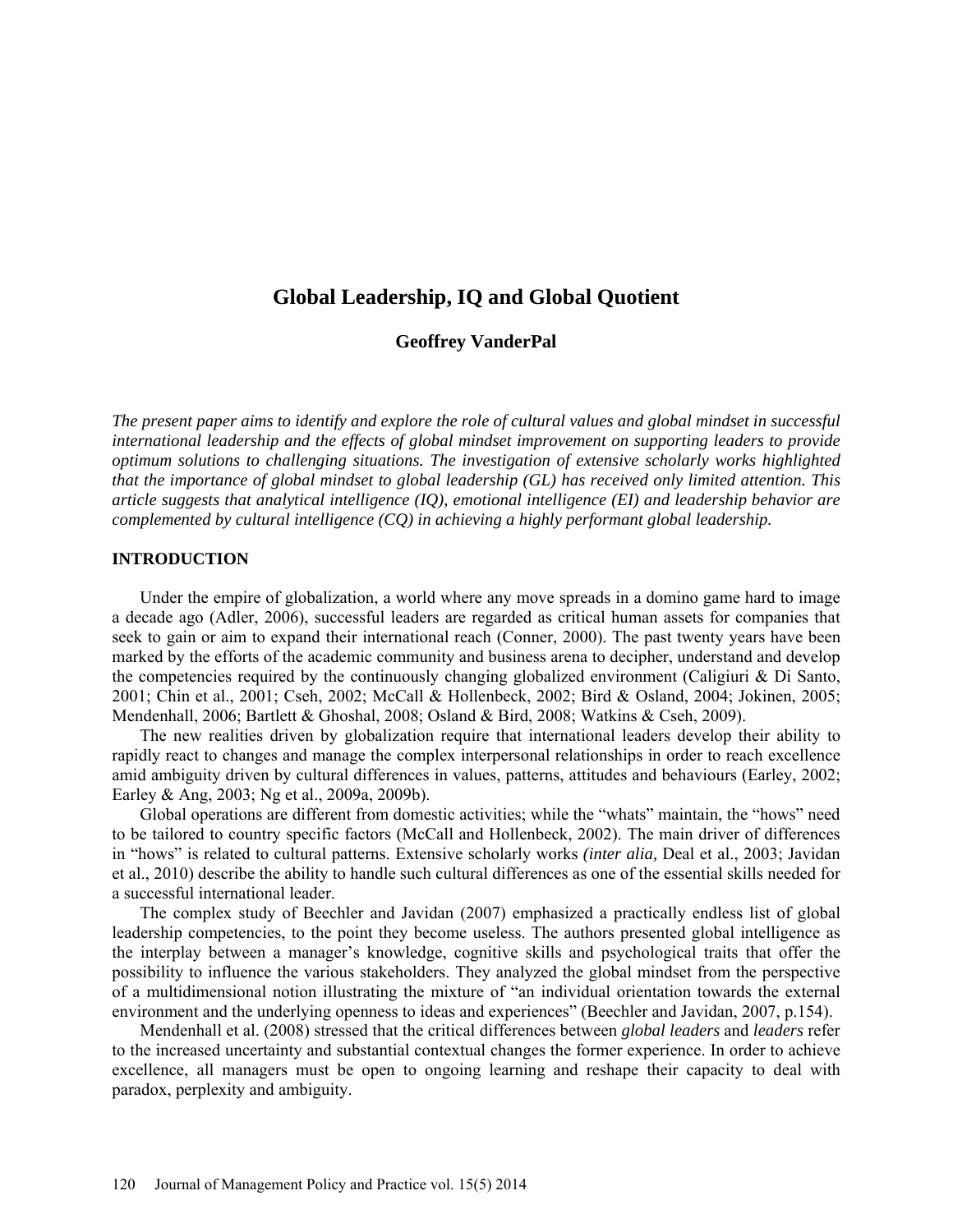# Global Leadership, IQ and Global Quotient

**Geoffrey VanderPal**

*The present paper aims to identify and explore the role of cultural values and global mindset in successful international leadership and the effects of global mindset improvement on supporting leaders to provide optimum solutions to challenging situations. The investigation of extensive scholarly works highlighted that the importance of global mindset to global leadership (GL) has received only limited attention. This article suggests that analytical intelligence (IQ), emotional intelligence (EI) and leadership behavior are complemented by cultural intelligence (CQ) in achieving a highly performant global leadership.*

## INTRODUCTION

Under the empire of globalization, a world where any move spreads in a domino game hard to image a decade ago (Adler, 2006), successful leaders are regarded as critical human assets for companies that seek to gain or aim to expand their international reach (Conner, 2000). The past twenty years have been marked by the efforts of the academic community and business arena to decipher, understand and develop the competencies required by the continuously changing globalized environment (Caligiuri & Di Santo, 2001; Chin et al., 2001; Cseh, 2002; McCall & Hollenbeck, 2002; Bird & Osland, 2004; Jokinen, 2005; Mendenhall, 2006; Bartlett & Ghoshal, 2008; Osland & Bird, 2008; Watkins & Cseh, 2009).

The new realities driven by globalization require that international leaders develop their ability to rapidly react to changes and manage the complex interpersonal relationships in order to reach excellence amid ambiguity driven by cultural differences in values, patterns, attitudes and behaviours (Earley, 2002; Earley & Ang, 2003; Ng et al., 2009a, 2009b).

Global operations are different from domestic activities; while the "whats" maintain, the "hows" need to be tailored to country specific factors (McCall and Hollenbeck, 2002). The main driver of differences in "hows" is related to cultural patterns. Extensive scholarly works *(inter alia,* Deal et al., 2003; Javidan et al., 2010) describe the ability to handle such cultural differences as one of the essential skills needed for a successful international leader.

The complex study of Beechler and Javidan (2007) emphasized a practically endless list of global leadership competencies, to the point they become useless. The authors presented global intelligence as the interplay between a manager's knowledge, cognitive skills and psychological traits that offer the possibility to influence the various stakeholders. They analyzed the global mindset from the perspective of a multidimensional notion illustrating the mixture of "an individual orientation towards the external environment and the underlying openness to ideas and experiences" (Beechler and Javidan, 2007, p.154).

Mendenhall et al. (2008) stressed that the critical differences between *global leaders* and *leaders* refer to the increased uncertainty and substantial contextual changes the former experience. In order to achieve excellence, all managers must be open to ongoing learning and reshape their capacity to deal with paradox, perplexity and ambiguity.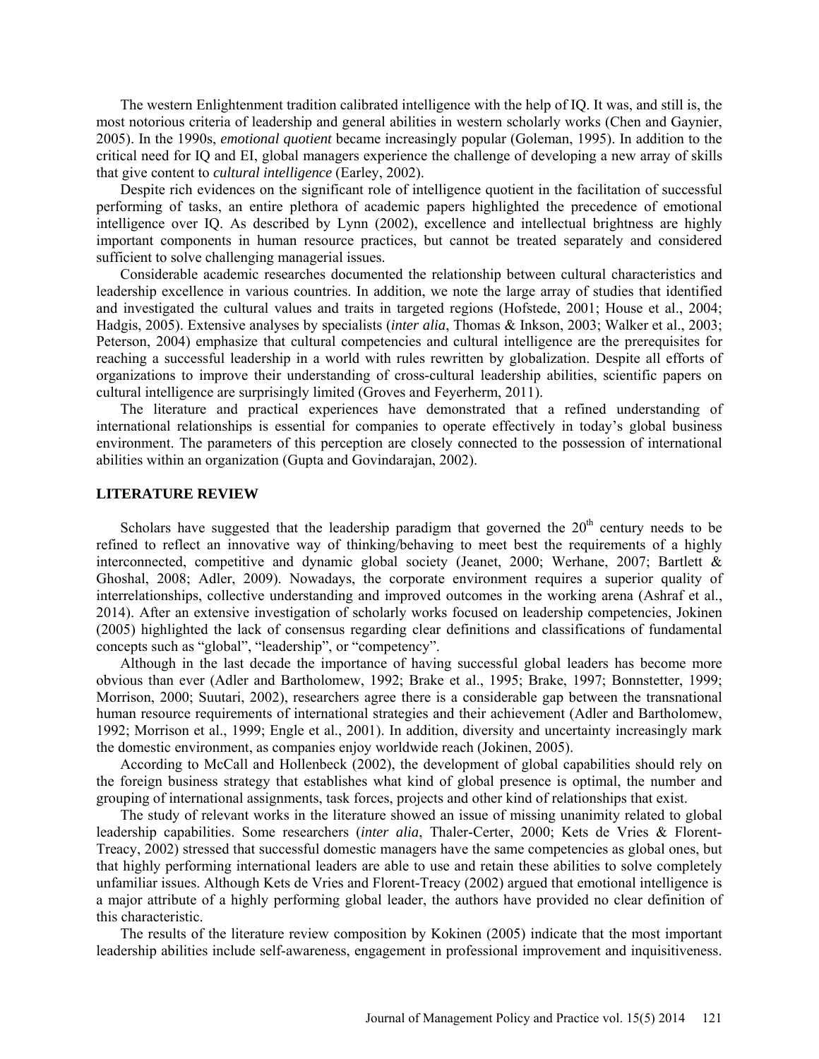The western Enlightenment tradition calibrated intelligence with the help of IQ. It was, and still is, the most notorious criteria of leadership and general abilities in western scholarly works (Chen and Gaynier, 2005). In the 1990s, *emotional quotient* became increasingly popular (Goleman, 1995). In addition to the critical need for IQ and EI, global managers experience the challenge of developing a new array of skills that give content to *cultural intelligence* (Earley, 2002).

Despite rich evidences on the significant role of intelligence quotient in the facilitation of successful performing of tasks, an entire plethora of academic papers highlighted the precedence of emotional intelligence over IQ. As described by Lynn (2002), excellence and intellectual brightness are highly important components in human resource practices, but cannot be treated separately and considered sufficient to solve challenging managerial issues.

Considerable academic researches documented the relationship between cultural characteristics and leadership excellence in various countries. In addition, we note the large array of studies that identified and investigated the cultural values and traits in targeted regions (Hofstede, 2001; House et al., 2004; Hadgis, 2005). Extensive analyses by specialists (*inter alia*, Thomas & Inkson, 2003; Walker et al., 2003; Peterson, 2004) emphasize that cultural competencies and cultural intelligence are the prerequisites for reaching a successful leadership in a world with rules rewritten by globalization. Despite all efforts of organizations to improve their understanding of cross-cultural leadership abilities, scientific papers on cultural intelligence are surprisingly limited (Groves and Feyerherm, 2011).

The literature and practical experiences have demonstrated that a refined understanding of international relationships is essential for companies to operate effectively in today's global business environment. The parameters of this perception are closely connected to the possession of international abilities within an organization (Gupta and Govindarajan, 2002).

## LITERATURE REVIEW

Scholars have suggested that the leadership paradigm that governed the 20th century needs to be refined to reflect an innovative way of thinking/behaving to meet best the requirements of a highly interconnected, competitive and dynamic global society (Jeanet, 2000; Werhane, 2007; Bartlett & Ghoshal, 2008; Adler, 2009). Nowadays, the corporate environment requires a superior quality of interrelationships, collective understanding and improved outcomes in the working arena (Ashraf et al., 2014). After an extensive investigation of scholarly works focused on leadership competencies, Jokinen (2005) highlighted the lack of consensus regarding clear definitions and classifications of fundamental concepts such as "global", "leadership", or "competency".

Although in the last decade the importance of having successful global leaders has become more obvious than ever (Adler and Bartholomew, 1992; Brake et al., 1995; Brake, 1997; Bonnstetter, 1999; Morrison, 2000; Suutari, 2002), researchers agree there is a considerable gap between the transnational human resource requirements of international strategies and their achievement (Adler and Bartholomew, 1992; Morrison et al., 1999; Engle et al., 2001). In addition, diversity and uncertainty increasingly mark the domestic environment, as companies enjoy worldwide reach (Jokinen, 2005).

According to McCall and Hollenbeck (2002), the development of global capabilities should rely on the foreign business strategy that establishes what kind of global presence is optimal, the number and grouping of international assignments, task forces, projects and other kind of relationships that exist.

The study of relevant works in the literature showed an issue of missing unanimity related to global leadership capabilities. Some researchers (*inter alia*, Thaler-Certer, 2000; Kets de Vries & Florent-Treacy, 2002) stressed that successful domestic managers have the same competencies as global ones, but that highly performing international leaders are able to use and retain these abilities to solve completely unfamiliar issues. Although Kets de Vries and Florent-Treacy (2002) argued that emotional intelligence is a major attribute of a highly performing global leader, the authors have provided no clear definition of this characteristic.

The results of the literature review composition by Kokinen (2005) indicate that the most important leadership abilities include self-awareness, engagement in professional improvement and inquisitiveness.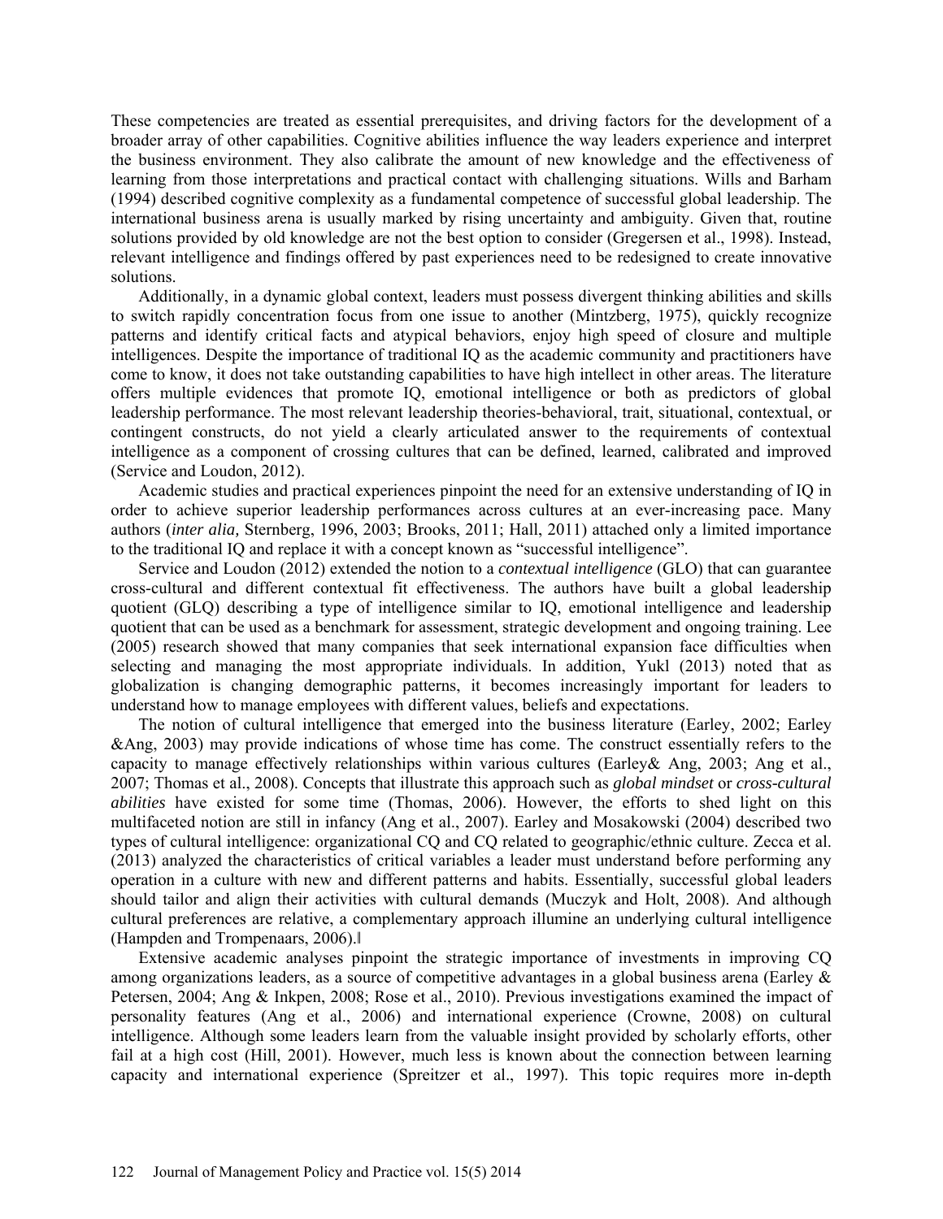These competencies are treated as essential prerequisites, and driving factors for the development of a broader array of other capabilities. Cognitive abilities influence the way leaders experience and interpret the business environment. They also calibrate the amount of new knowledge and the effectiveness of learning from those interpretations and practical contact with challenging situations. Wills and Barham (1994) described cognitive complexity as a fundamental competence of successful global leadership. The international business arena is usually marked by rising uncertainty and ambiguity. Given that, routine solutions provided by old knowledge are not the best option to consider (Gregersen et al., 1998). Instead, relevant intelligence and findings offered by past experiences need to be redesigned to create innovative solutions.

Additionally, in a dynamic global context, leaders must possess divergent thinking abilities and skills to switch rapidly concentration focus from one issue to another (Mintzberg, 1975), quickly recognize patterns and identify critical facts and atypical behaviors, enjoy high speed of closure and multiple intelligences. Despite the importance of traditional IQ as the academic community and practitioners have come to know, it does not take outstanding capabilities to have high intellect in other areas. The literature offers multiple evidences that promote IQ, emotional intelligence or both as predictors of global leadership performance. The most relevant leadership theories-behavioral, trait, situational, contextual, or contingent constructs, do not yield a clearly articulated answer to the requirements of contextual intelligence as a component of crossing cultures that can be defined, learned, calibrated and improved (Service and Loudon, 2012).

Academic studies and practical experiences pinpoint the need for an extensive understanding of IQ in order to achieve superior leadership performances across cultures at an ever-increasing pace. Many authors (*inter alia,* Sternberg, 1996, 2003; Brooks, 2011; Hall, 2011) attached only a limited importance to the traditional IQ and replace it with a concept known as "successful intelligence".

Service and Loudon (2012) extended the notion to a *contextual intelligence* (GLO) that can guarantee cross-cultural and different contextual fit effectiveness. The authors have built a global leadership quotient (GLQ) describing a type of intelligence similar to IQ, emotional intelligence and leadership quotient that can be used as a benchmark for assessment, strategic development and ongoing training. Lee (2005) research showed that many companies that seek international expansion face difficulties when selecting and managing the most appropriate individuals. In addition, Yukl (2013) noted that as globalization is changing demographic patterns, it becomes increasingly important for leaders to understand how to manage employees with different values, beliefs and expectations.

The notion of cultural intelligence that emerged into the business literature (Earley, 2002; Earley &Ang, 2003) may provide indications of whose time has come. The construct essentially refers to the capacity to manage effectively relationships within various cultures (Earley& Ang, 2003; Ang et al., 2007; Thomas et al., 2008). Concepts that illustrate this approach such as *global mindset* or *cross-cultural abilities* have existed for some time (Thomas, 2006). However, the efforts to shed light on this multifaceted notion are still in infancy (Ang et al., 2007). Earley and Mosakowski (2004) described two types of cultural intelligence: organizational CQ and CQ related to geographic/ethnic culture. Zecca et al. (2013) analyzed the characteristics of critical variables a leader must understand before performing any operation in a culture with new and different patterns and habits. Essentially, successful global leaders should tailor and align their activities with cultural demands (Muczyk and Holt, 2008). And although cultural preferences are relative, a complementary approach illumine an underlying cultural intelligence (Hampden and Trompenaars, 2006).‖

Extensive academic analyses pinpoint the strategic importance of investments in improving CQ among organizations leaders, as a source of competitive advantages in a global business arena (Earley & Petersen, 2004; Ang & Inkpen, 2008; Rose et al., 2010). Previous investigations examined the impact of personality features (Ang et al., 2006) and international experience (Crowne, 2008) on cultural intelligence. Although some leaders learn from the valuable insight provided by scholarly efforts, other fail at a high cost (Hill, 2001). However, much less is known about the connection between learning capacity and international experience (Spreitzer et al., 1997). This topic requires more in-depth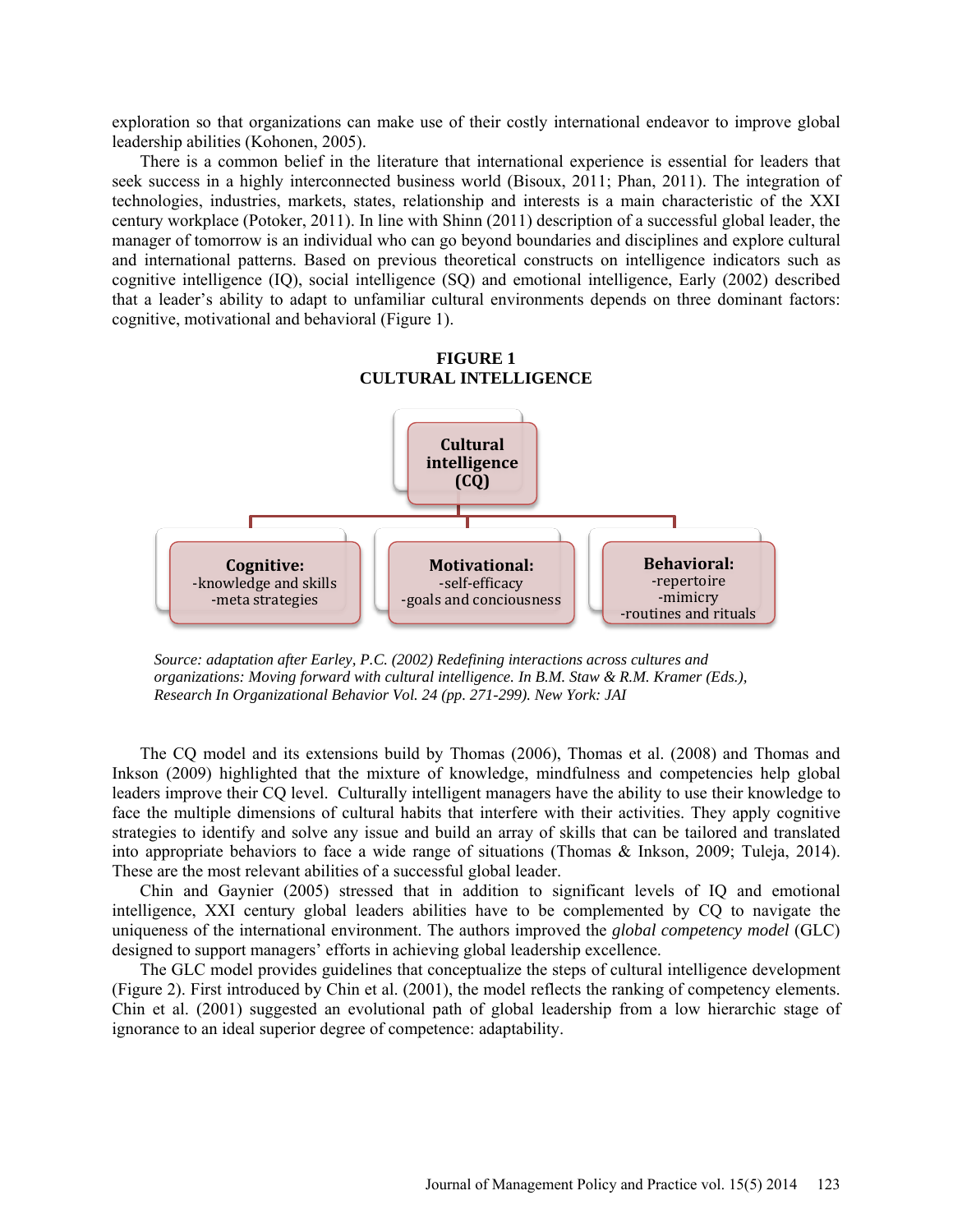exploration so that organizations can make use of their costly international endeavor to improve global leadership abilities (Kohonen, 2005).

There is a common belief in the literature that international experience is essential for leaders that seek success in a highly interconnected business world (Bisoux, 2011; Phan, 2011). The integration of technologies, industries, markets, states, relationship and interests is a main characteristic of the XXI century workplace (Potoker, 2011). In line with Shinn (2011) description of a successful global leader, the manager of tomorrow is an individual who can go beyond boundaries and disciplines and explore cultural and international patterns. Based on previous theoretical constructs on intelligence indicators such as cognitive intelligence (IQ), social intelligence (SQ) and emotional intelligence, Early (2002) described that a leader's ability to adapt to unfamiliar cultural environments depends on three dominant factors: cognitive, motivational and behavioral (Figure 1).

**FIGURE 1**
**CULTURAL INTELLIGENCE**

**Cultural intelligence (CQ)**

**Cognitive:**
-knowledge and skills
-meta strategies

**Motivational:**
-self-efficacy
-goals and conciousness

**Behavioral:**
-repertoire
-mimicry
-routines and rituals

*Source: adaptation after Earley, P.C. (2002) Redefining interactions across cultures and organizations: Moving forward with cultural intelligence. In B.M. Staw & R.M. Kramer (Eds.), Research In Organizational Behavior Vol. 24 (pp. 271-299). New York: JAI*

The CQ model and its extensions build by Thomas (2006), Thomas et al. (2008) and Thomas and Inkson (2009) highlighted that the mixture of knowledge, mindfulness and competencies help global leaders improve their CQ level. Culturally intelligent managers have the ability to use their knowledge to face the multiple dimensions of cultural habits that interfere with their activities. They apply cognitive strategies to identify and solve any issue and build an array of skills that can be tailored and translated into appropriate behaviors to face a wide range of situations (Thomas & Inkson, 2009; Tuleja, 2014). These are the most relevant abilities of a successful global leader.

Chin and Gaynier (2005) stressed that in addition to significant levels of IQ and emotional intelligence, XXI century global leaders abilities have to be complemented by CQ to navigate the uniqueness of the international environment. The authors improved the *global competency model* (GLC) designed to support managers' efforts in achieving global leadership excellence.

The GLC model provides guidelines that conceptualize the steps of cultural intelligence development (Figure 2). First introduced by Chin et al. (2001), the model reflects the ranking of competency elements. Chin et al. (2001) suggested an evolutional path of global leadership from a low hierarchic stage of ignorance to an ideal superior degree of competence: adaptability.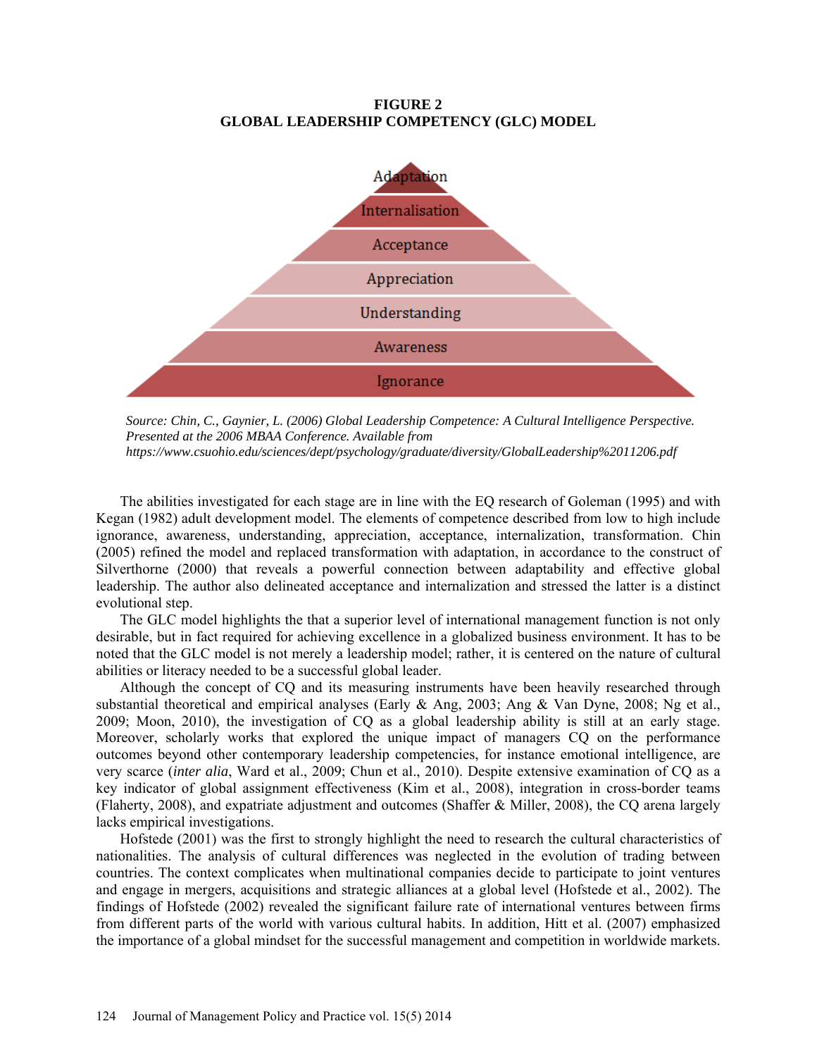**FIGURE 2**
**GLOBAL LEADERSHIP COMPETENCY (GLC) MODEL**

Adaptation

Internalisation

Acceptance

Appreciation

Understanding

Awareness

Ignorance

*Source: Chin, C., Gaynier, L. (2006) Global Leadership Competence: A Cultural Intelligence Perspective. Presented at the 2006 MBAA Conference. Available from https://www.csuohio.edu/sciences/dept/psychology/graduate/diversity/GlobalLeadership%2011206.pdf*

The abilities investigated for each stage are in line with the EQ research of Goleman (1995) and with Kegan (1982) adult development model. The elements of competence described from low to high include ignorance, awareness, understanding, appreciation, acceptance, internalization, transformation. Chin (2005) refined the model and replaced transformation with adaptation, in accordance to the construct of Silverthorne (2000) that reveals a powerful connection between adaptability and effective global leadership. The author also delineated acceptance and internalization and stressed the latter is a distinct evolutional step.

The GLC model highlights the that a superior level of international management function is not only desirable, but in fact required for achieving excellence in a globalized business environment. It has to be noted that the GLC model is not merely a leadership model; rather, it is centered on the nature of cultural abilities or literacy needed to be a successful global leader.

Although the concept of CQ and its measuring instruments have been heavily researched through substantial theoretical and empirical analyses (Early & Ang, 2003; Ang & Van Dyne, 2008; Ng et al., 2009; Moon, 2010), the investigation of CQ as a global leadership ability is still at an early stage. Moreover, scholarly works that explored the unique impact of managers CQ on the performance outcomes beyond other contemporary leadership competencies, for instance emotional intelligence, are very scarce (*inter alia*, Ward et al., 2009; Chun et al., 2010). Despite extensive examination of CQ as a key indicator of global assignment effectiveness (Kim et al., 2008), integration in cross-border teams (Flaherty, 2008), and expatriate adjustment and outcomes (Shaffer & Miller, 2008), the CQ arena largely lacks empirical investigations.

Hofstede (2001) was the first to strongly highlight the need to research the cultural characteristics of nationalities. The analysis of cultural differences was neglected in the evolution of trading between countries. The context complicates when multinational companies decide to participate to joint ventures and engage in mergers, acquisitions and strategic alliances at a global level (Hofstede et al., 2002). The findings of Hofstede (2002) revealed the significant failure rate of international ventures between firms from different parts of the world with various cultural habits. In addition, Hitt et al. (2007) emphasized the importance of a global mindset for the successful management and competition in worldwide markets.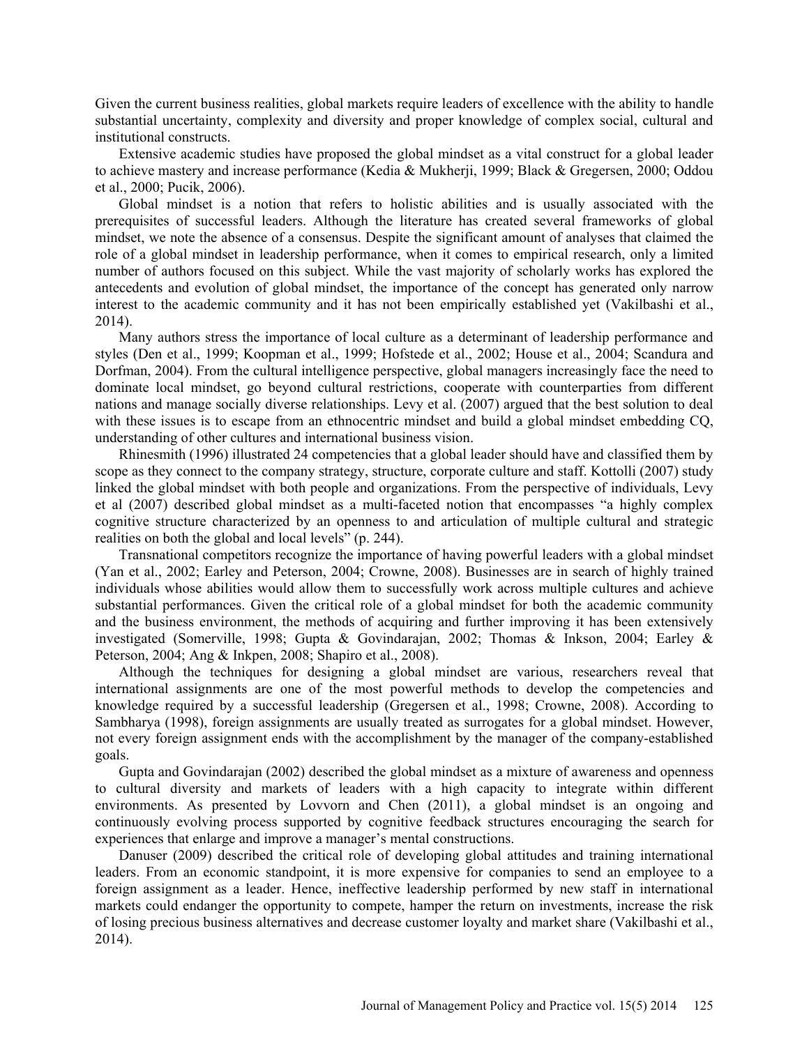Given the current business realities, global markets require leaders of excellence with the ability to handle substantial uncertainty, complexity and diversity and proper knowledge of complex social, cultural and institutional constructs.

Extensive academic studies have proposed the global mindset as a vital construct for a global leader to achieve mastery and increase performance (Kedia & Mukherji, 1999; Black & Gregersen, 2000; Oddou et al., 2000; Pucik, 2006).

Global mindset is a notion that refers to holistic abilities and is usually associated with the prerequisites of successful leaders. Although the literature has created several frameworks of global mindset, we note the absence of a consensus. Despite the significant amount of analyses that claimed the role of a global mindset in leadership performance, when it comes to empirical research, only a limited number of authors focused on this subject. While the vast majority of scholarly works has explored the antecedents and evolution of global mindset, the importance of the concept has generated only narrow interest to the academic community and it has not been empirically established yet (Vakilbashi et al., 2014).

Many authors stress the importance of local culture as a determinant of leadership performance and styles (Den et al., 1999; Koopman et al., 1999; Hofstede et al., 2002; House et al., 2004; Scandura and Dorfman, 2004). From the cultural intelligence perspective, global managers increasingly face the need to dominate local mindset, go beyond cultural restrictions, cooperate with counterparties from different nations and manage socially diverse relationships. Levy et al. (2007) argued that the best solution to deal with these issues is to escape from an ethnocentric mindset and build a global mindset embedding CQ, understanding of other cultures and international business vision.

Rhinesmith (1996) illustrated 24 competencies that a global leader should have and classified them by scope as they connect to the company strategy, structure, corporate culture and staff. Kottolli (2007) study linked the global mindset with both people and organizations. From the perspective of individuals, Levy et al (2007) described global mindset as a multi-faceted notion that encompasses "a highly complex cognitive structure characterized by an openness to and articulation of multiple cultural and strategic realities on both the global and local levels" (p. 244).

Transnational competitors recognize the importance of having powerful leaders with a global mindset (Yan et al., 2002; Earley and Peterson, 2004; Crowne, 2008). Businesses are in search of highly trained individuals whose abilities would allow them to successfully work across multiple cultures and achieve substantial performances. Given the critical role of a global mindset for both the academic community and the business environment, the methods of acquiring and further improving it has been extensively investigated (Somerville, 1998; Gupta & Govindarajan, 2002; Thomas & Inkson, 2004; Earley & Peterson, 2004; Ang & Inkpen, 2008; Shapiro et al., 2008).

Although the techniques for designing a global mindset are various, researchers reveal that international assignments are one of the most powerful methods to develop the competencies and knowledge required by a successful leadership (Gregersen et al., 1998; Crowne, 2008). According to Sambharya (1998), foreign assignments are usually treated as surrogates for a global mindset. However, not every foreign assignment ends with the accomplishment by the manager of the company-established goals.

Gupta and Govindarajan (2002) described the global mindset as a mixture of awareness and openness to cultural diversity and markets of leaders with a high capacity to integrate within different environments. As presented by Lovvorn and Chen (2011), a global mindset is an ongoing and continuously evolving process supported by cognitive feedback structures encouraging the search for experiences that enlarge and improve a manager's mental constructions.

Danuser (2009) described the critical role of developing global attitudes and training international leaders. From an economic standpoint, it is more expensive for companies to send an employee to a foreign assignment as a leader. Hence, ineffective leadership performed by new staff in international markets could endanger the opportunity to compete, hamper the return on investments, increase the risk of losing precious business alternatives and decrease customer loyalty and market share (Vakilbashi et al., 2014).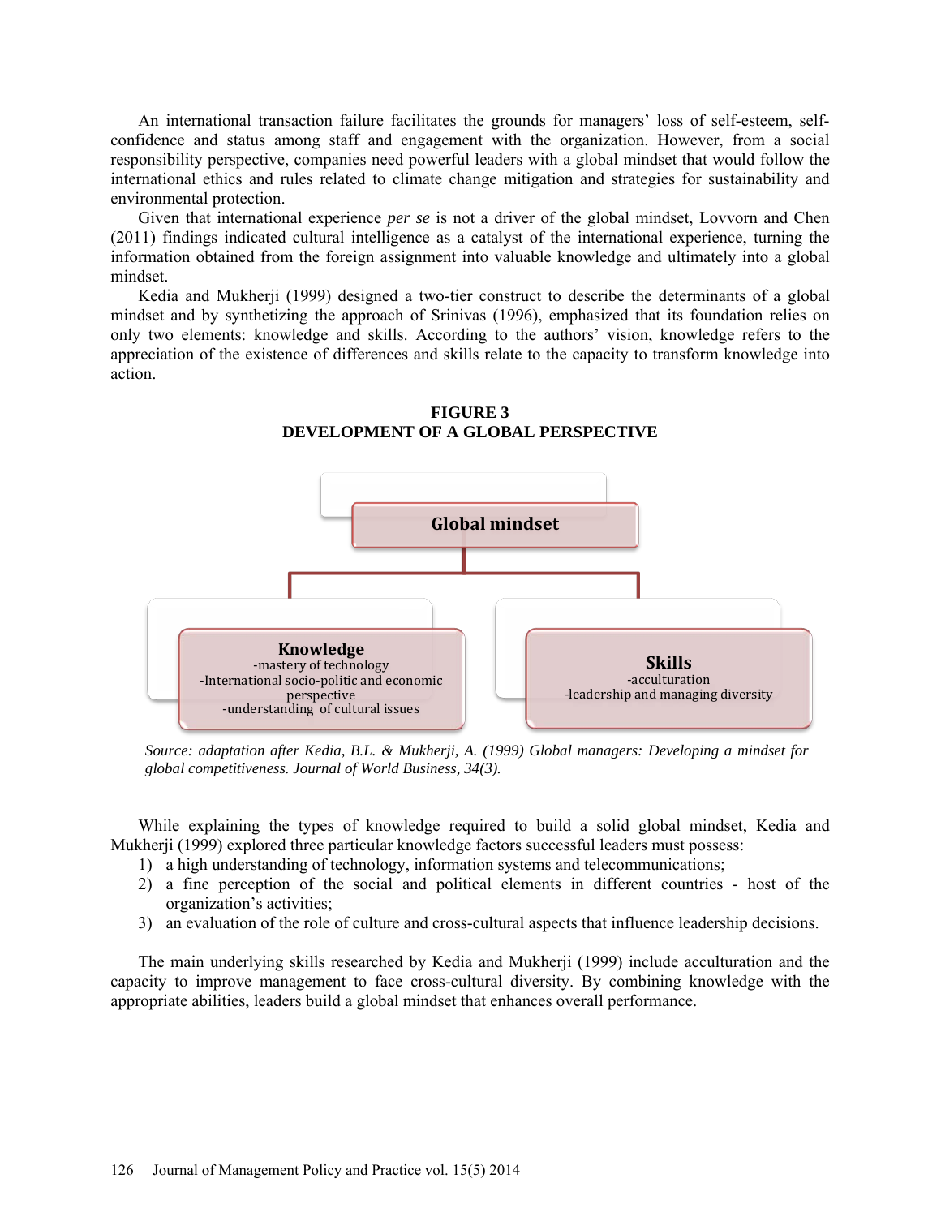An international transaction failure facilitates the grounds for managers' loss of self-esteem, self-confidence and status among staff and engagement with the organization. However, from a social responsibility perspective, companies need powerful leaders with a global mindset that would follow the international ethics and rules related to climate change mitigation and strategies for sustainability and environmental protection.

Given that international experience *per se* is not a driver of the global mindset, Lovvorn and Chen (2011) findings indicated cultural intelligence as a catalyst of the international experience, turning the information obtained from the foreign assignment into valuable knowledge and ultimately into a global mindset.

Kedia and Mukherji (1999) designed a two-tier construct to describe the determinants of a global mindset and by synthetizing the approach of Srinivas (1996), emphasized that its foundation relies on only two elements: knowledge and skills. According to the authors' vision, knowledge refers to the appreciation of the existence of differences and skills relate to the capacity to transform knowledge into action.

**FIGURE 3**
**DEVELOPMENT OF A GLOBAL PERSPECTIVE**

**Global mindset**

**Knowledge**
-mastery of technology
-International socio-politic and economic perspective
-understanding of cultural issues

**Skills**
-acculturation
-leadership and managing diversity

*Source: adaptation after Kedia, B.L. & Mukherji, A. (1999) Global managers: Developing a mindset for global competitiveness. Journal of World Business, 34(3).*

While explaining the types of knowledge required to build a solid global mindset, Kedia and Mukherji (1999) explored three particular knowledge factors successful leaders must possess:

1) a high understanding of technology, information systems and telecommunications;
2) a fine perception of the social and political elements in different countries - host of the organization's activities;
3) an evaluation of the role of culture and cross-cultural aspects that influence leadership decisions.

The main underlying skills researched by Kedia and Mukherji (1999) include acculturation and the capacity to improve management to face cross-cultural diversity. By combining knowledge with the appropriate abilities, leaders build a global mindset that enhances overall performance.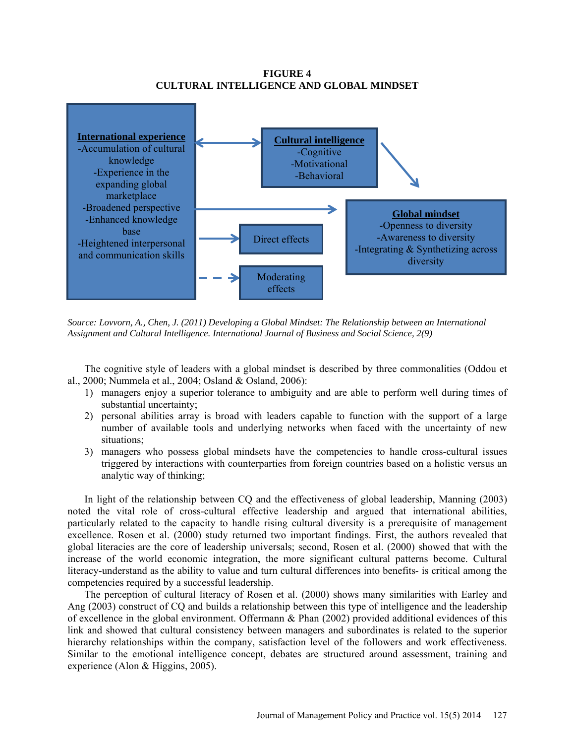**FIGURE 4**
**CULTURAL INTELLIGENCE AND GLOBAL MINDSET**

**International experience**
-Accumulation of cultural knowledge
-Experience in the expanding global marketplace
-Broadened perspective
-Enhanced knowledge base
-Heightened interpersonal and communication skills

**Cultural intelligence**
-Cognitive
-Motivational
-Behavioral

**Global mindset**
-Openness to diversity
-Awareness to diversity
-Integrating & Synthetizing across diversity

Direct effects

Moderating effects

*Source: Lovvorn, A., Chen, J. (2011) Developing a Global Mindset: The Relationship between an International Assignment and Cultural Intelligence. International Journal of Business and Social Science, 2(9)*

The cognitive style of leaders with a global mindset is described by three commonalities (Oddou et al., 2000; Nummela et al., 2004; Osland & Osland, 2006):

1) managers enjoy a superior tolerance to ambiguity and are able to perform well during times of substantial uncertainty;
2) personal abilities array is broad with leaders capable to function with the support of a large number of available tools and underlying networks when faced with the uncertainty of new situations;
3) managers who possess global mindsets have the competencies to handle cross-cultural issues triggered by interactions with counterparties from foreign countries based on a holistic versus an analytic way of thinking;

In light of the relationship between CQ and the effectiveness of global leadership, Manning (2003) noted the vital role of cross-cultural effective leadership and argued that international abilities, particularly related to the capacity to handle rising cultural diversity is a prerequisite of management excellence. Rosen et al. (2000) study returned two important findings. First, the authors revealed that global literacies are the core of leadership universals; second, Rosen et al. (2000) showed that with the increase of the world economic integration, the more significant cultural patterns become. Cultural literacy-understand as the ability to value and turn cultural differences into benefits- is critical among the competencies required by a successful leadership.

The perception of cultural literacy of Rosen et al. (2000) shows many similarities with Earley and Ang (2003) construct of CQ and builds a relationship between this type of intelligence and the leadership of excellence in the global environment. Offermann & Phan (2002) provided additional evidences of this link and showed that cultural consistency between managers and subordinates is related to the superior hierarchy relationships within the company, satisfaction level of the followers and work effectiveness. Similar to the emotional intelligence concept, debates are structured around assessment, training and experience (Alon & Higgins, 2005).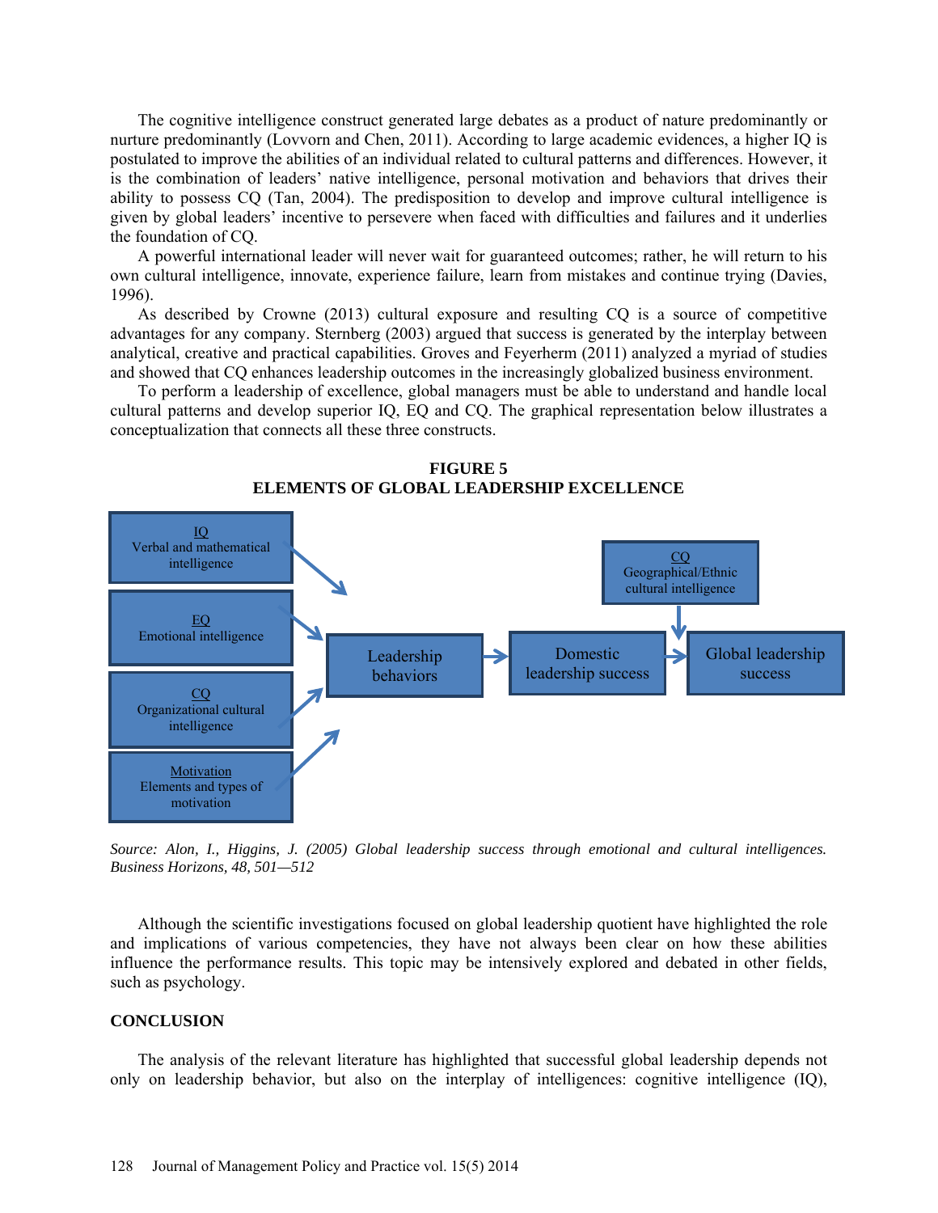The cognitive intelligence construct generated large debates as a product of nature predominantly or nurture predominantly (Lovvorn and Chen, 2011). According to large academic evidences, a higher IQ is postulated to improve the abilities of an individual related to cultural patterns and differences. However, it is the combination of leaders' native intelligence, personal motivation and behaviors that drives their ability to possess CQ (Tan, 2004). The predisposition to develop and improve cultural intelligence is given by global leaders' incentive to persevere when faced with difficulties and failures and it underlies the foundation of CQ.

A powerful international leader will never wait for guaranteed outcomes; rather, he will return to his own cultural intelligence, innovate, experience failure, learn from mistakes and continue trying (Davies, 1996).

As described by Crowne (2013) cultural exposure and resulting CQ is a source of competitive advantages for any company. Sternberg (2003) argued that success is generated by the interplay between analytical, creative and practical capabilities. Groves and Feyerherm (2011) analyzed a myriad of studies and showed that CQ enhances leadership outcomes in the increasingly globalized business environment.

To perform a leadership of excellence, global managers must be able to understand and handle local cultural patterns and develop superior IQ, EQ and CQ. The graphical representation below illustrates a conceptualization that connects all these three constructs.

**FIGURE 5**
**ELEMENTS OF GLOBAL LEADERSHIP EXCELLENCE**

IQ – Verbal and mathematical intelligence
EQ – Emotional intelligence
CQ – Organizational cultural intelligence
Motivation – Elements and types of motivation
→ Leadership behaviors → Domestic leadership success → Global leadership success
CQ – Geographical/Ethnic cultural intelligence → Global leadership success

*Source: Alon, I., Higgins, J. (2005) Global leadership success through emotional and cultural intelligences. Business Horizons, 48, 501—512*

Although the scientific investigations focused on global leadership quotient have highlighted the role and implications of various competencies, they have not always been clear on how these abilities influence the performance results. This topic may be intensively explored and debated in other fields, such as psychology.

## CONCLUSION

The analysis of the relevant literature has highlighted that successful global leadership depends not only on leadership behavior, but also on the interplay of intelligences: cognitive intelligence (IQ),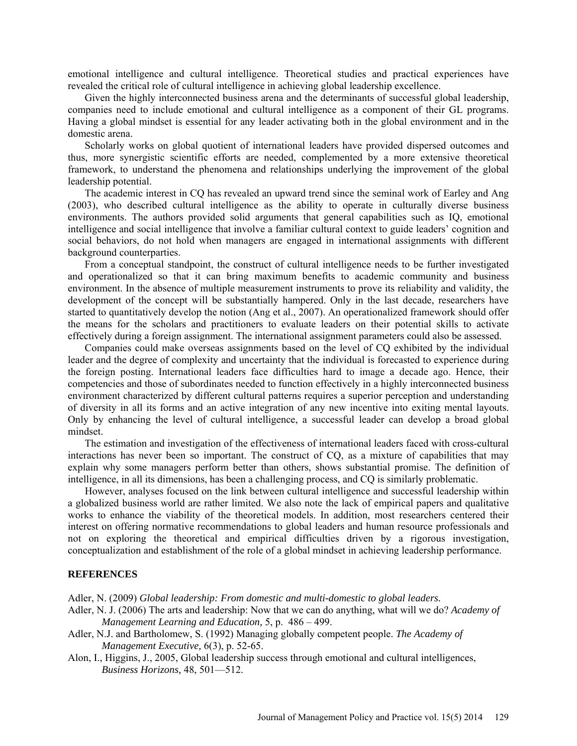emotional intelligence and cultural intelligence. Theoretical studies and practical experiences have revealed the critical role of cultural intelligence in achieving global leadership excellence.

Given the highly interconnected business arena and the determinants of successful global leadership, companies need to include emotional and cultural intelligence as a component of their GL programs. Having a global mindset is essential for any leader activating both in the global environment and in the domestic arena.

Scholarly works on global quotient of international leaders have provided dispersed outcomes and thus, more synergistic scientific efforts are needed, complemented by a more extensive theoretical framework, to understand the phenomena and relationships underlying the improvement of the global leadership potential.

The academic interest in CQ has revealed an upward trend since the seminal work of Earley and Ang (2003), who described cultural intelligence as the ability to operate in culturally diverse business environments. The authors provided solid arguments that general capabilities such as IQ, emotional intelligence and social intelligence that involve a familiar cultural context to guide leaders' cognition and social behaviors, do not hold when managers are engaged in international assignments with different background counterparties.

From a conceptual standpoint, the construct of cultural intelligence needs to be further investigated and operationalized so that it can bring maximum benefits to academic community and business environment. In the absence of multiple measurement instruments to prove its reliability and validity, the development of the concept will be substantially hampered. Only in the last decade, researchers have started to quantitatively develop the notion (Ang et al., 2007). An operationalized framework should offer the means for the scholars and practitioners to evaluate leaders on their potential skills to activate effectively during a foreign assignment. The international assignment parameters could also be assessed.

Companies could make overseas assignments based on the level of CQ exhibited by the individual leader and the degree of complexity and uncertainty that the individual is forecasted to experience during the foreign posting. International leaders face difficulties hard to image a decade ago. Hence, their competencies and those of subordinates needed to function effectively in a highly interconnected business environment characterized by different cultural patterns requires a superior perception and understanding of diversity in all its forms and an active integration of any new incentive into exiting mental layouts. Only by enhancing the level of cultural intelligence, a successful leader can develop a broad global mindset.

The estimation and investigation of the effectiveness of international leaders faced with cross-cultural interactions has never been so important. The construct of CQ, as a mixture of capabilities that may explain why some managers perform better than others, shows substantial promise. The definition of intelligence, in all its dimensions, has been a challenging process, and CQ is similarly problematic.

However, analyses focused on the link between cultural intelligence and successful leadership within a globalized business world are rather limited. We also note the lack of empirical papers and qualitative works to enhance the viability of the theoretical models. In addition, most researchers centered their interest on offering normative recommendations to global leaders and human resource professionals and not on exploring the theoretical and empirical difficulties driven by a rigorous investigation, conceptualization and establishment of the role of a global mindset in achieving leadership performance.

## REFERENCES

Adler, N. (2009) *Global leadership: From domestic and multi-domestic to global leaders.*

Adler, N. J. (2006) The arts and leadership: Now that we can do anything, what will we do? *Academy of Management Learning and Education,* 5, p. 486 – 499.

Adler, N.J. and Bartholomew, S. (1992) Managing globally competent people. *The Academy of Management Executive,* 6(3), p. 52-65.

Alon, I., Higgins, J., 2005, Global leadership success through emotional and cultural intelligences, *Business Horizons,* 48, 501—512.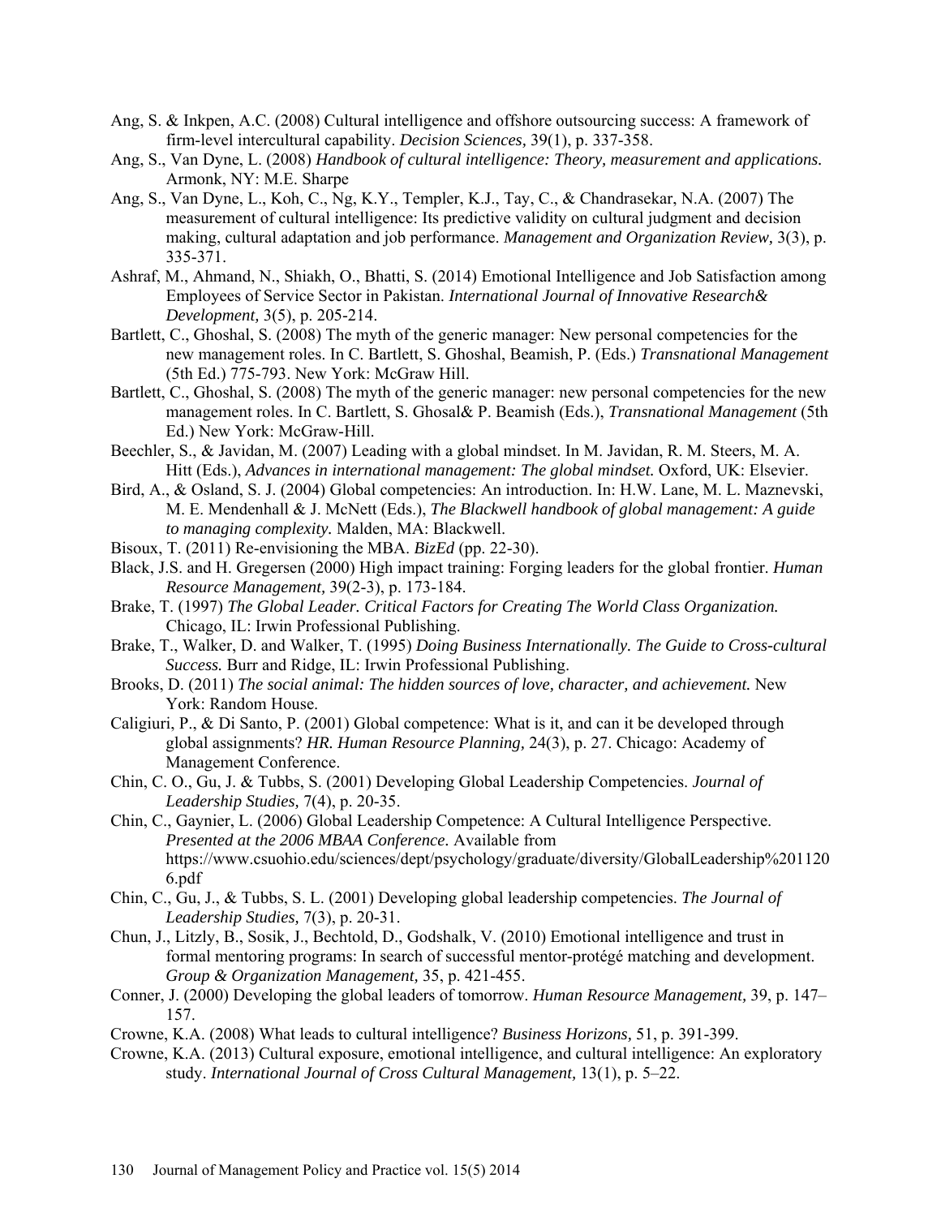Ang, S. & Inkpen, A.C. (2008) Cultural intelligence and offshore outsourcing success: A framework of firm-level intercultural capability. *Decision Sciences*, 39(1), p. 337-358.

Ang, S., Van Dyne, L. (2008) *Handbook of cultural intelligence: Theory, measurement and applications.* Armonk, NY: M.E. Sharpe

Ang, S., Van Dyne, L., Koh, C., Ng, K.Y., Templer, K.J., Tay, C., & Chandrasekar, N.A. (2007) The measurement of cultural intelligence: Its predictive validity on cultural judgment and decision making, cultural adaptation and job performance. *Management and Organization Review,* 3(3), p. 335-371.

Ashraf, M., Ahmand, N., Shiakh, O., Bhatti, S. (2014) Emotional Intelligence and Job Satisfaction among Employees of Service Sector in Pakistan. *International Journal of Innovative Research& Development,* 3(5), p. 205-214.

Bartlett, C., Ghoshal, S. (2008) The myth of the generic manager: New personal competencies for the new management roles. In C. Bartlett, S. Ghoshal, Beamish, P. (Eds.) *Transnational Management* (5th Ed.) 775-793. New York: McGraw Hill.

Bartlett, C., Ghoshal, S. (2008) The myth of the generic manager: new personal competencies for the new management roles. In C. Bartlett, S. Ghosal& P. Beamish (Eds.), *Transnational Management* (5th Ed.) New York: McGraw-Hill.

Beechler, S., & Javidan, M. (2007) Leading with a global mindset. In M. Javidan, R. M. Steers, M. A. Hitt (Eds.), *Advances in international management: The global mindset.* Oxford, UK: Elsevier.

Bird, A., & Osland, S. J. (2004) Global competencies: An introduction. In: H.W. Lane, M. L. Maznevski, M. E. Mendenhall & J. McNett (Eds.), *The Blackwell handbook of global management: A guide to managing complexity.* Malden, MA: Blackwell.

Bisoux, T. (2011) Re-envisioning the MBA. *BizEd* (pp. 22-30).

Black, J.S. and H. Gregersen (2000) High impact training: Forging leaders for the global frontier. *Human Resource Management,* 39(2-3), p. 173-184.

Brake, T. (1997) *The Global Leader. Critical Factors for Creating The World Class Organization.* Chicago, IL: Irwin Professional Publishing.

Brake, T., Walker, D. and Walker, T. (1995) *Doing Business Internationally. The Guide to Cross-cultural Success.* Burr and Ridge, IL: Irwin Professional Publishing.

Brooks, D. (2011) *The social animal: The hidden sources of love, character, and achievement.* New York: Random House.

Caligiuri, P., & Di Santo, P. (2001) Global competence: What is it, and can it be developed through global assignments? *HR. Human Resource Planning,* 24(3), p. 27. Chicago: Academy of Management Conference.

Chin, C. O., Gu, J. & Tubbs, S. (2001) Developing Global Leadership Competencies. *Journal of Leadership Studies,* 7(4), p. 20-35.

Chin, C., Gaynier, L. (2006) Global Leadership Competence: A Cultural Intelligence Perspective. *Presented at the 2006 MBAA Conference.* Available from https://www.csuohio.edu/sciences/dept/psychology/graduate/diversity/GlobalLeadership%201120 6.pdf

Chin, C., Gu, J., & Tubbs, S. L. (2001) Developing global leadership competencies. *The Journal of Leadership Studies,* 7(3), p. 20-31.

Chun, J., Litzly, B., Sosik, J., Bechtold, D., Godshalk, V. (2010) Emotional intelligence and trust in formal mentoring programs: In search of successful mentor-protégé matching and development. *Group & Organization Management,* 35, p. 421-455.

Conner, J. (2000) Developing the global leaders of tomorrow. *Human Resource Management,* 39, p. 147–157.

Crowne, K.A. (2008) What leads to cultural intelligence? *Business Horizons,* 51, p. 391-399.

Crowne, K.A. (2013) Cultural exposure, emotional intelligence, and cultural intelligence: An exploratory study. *International Journal of Cross Cultural Management,* 13(1), p. 5–22.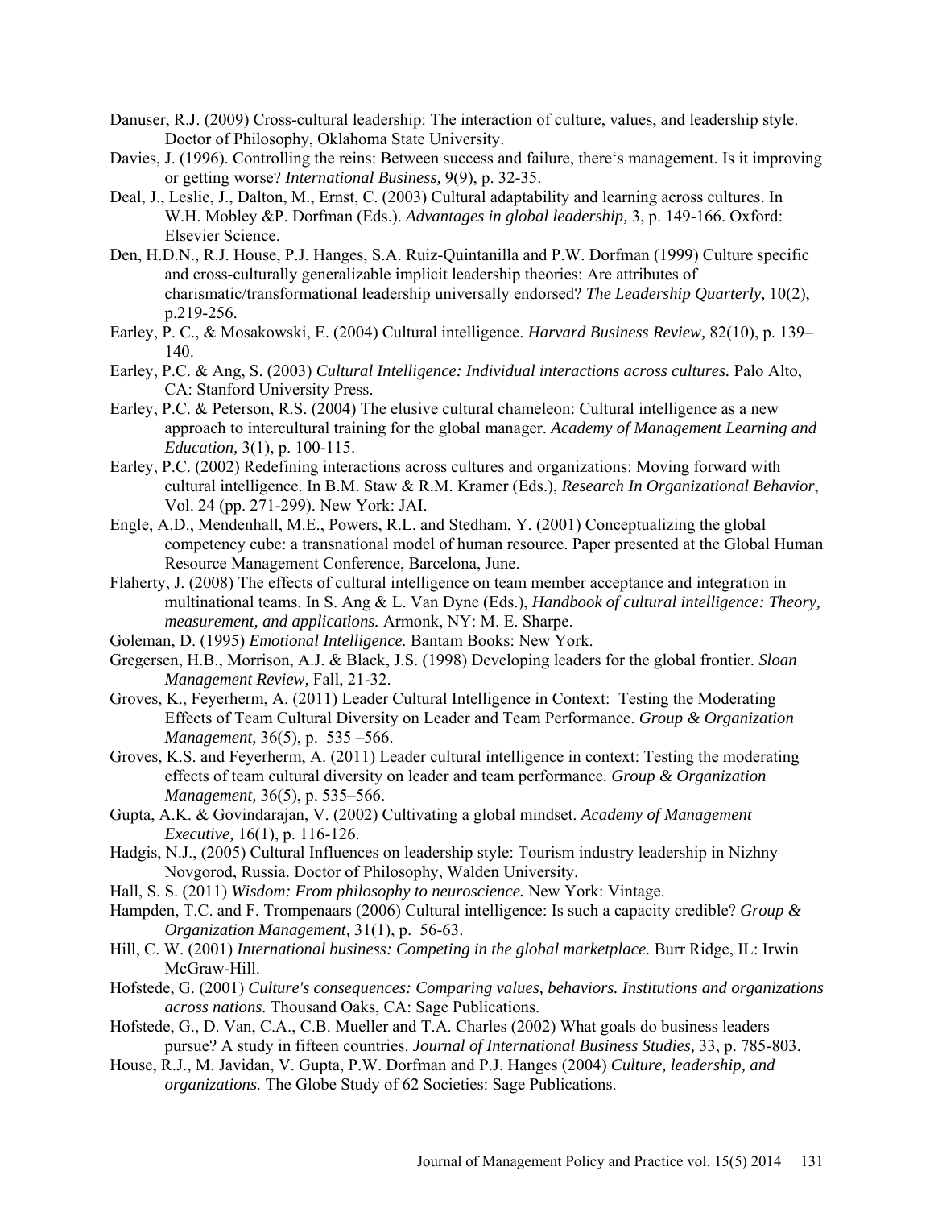Danuser, R.J. (2009) Cross-cultural leadership: The interaction of culture, values, and leadership style. Doctor of Philosophy, Oklahoma State University.

Davies, J. (1996). Controlling the reins: Between success and failure, there‘s management. Is it improving or getting worse? *International Business,* 9(9), p. 32-35.

Deal, J., Leslie, J., Dalton, M., Ernst, C. (2003) Cultural adaptability and learning across cultures. In W.H. Mobley &P. Dorfman (Eds.). *Advantages in global leadership,* 3, p. 149-166. Oxford: Elsevier Science.

Den, H.D.N., R.J. House, P.J. Hanges, S.A. Ruiz-Quintanilla and P.W. Dorfman (1999) Culture specific and cross-culturally generalizable implicit leadership theories: Are attributes of charismatic/transformational leadership universally endorsed? *The Leadership Quarterly,* 10(2), p.219-256.

Earley, P. C., & Mosakowski, E. (2004) Cultural intelligence. *Harvard Business Review,* 82(10), p. 139–140.

Earley, P.C. & Ang, S. (2003) *Cultural Intelligence: Individual interactions across cultures.* Palo Alto, CA: Stanford University Press.

Earley, P.C. & Peterson, R.S. (2004) The elusive cultural chameleon: Cultural intelligence as a new approach to intercultural training for the global manager. *Academy of Management Learning and Education,* 3(1), p. 100-115.

Earley, P.C. (2002) Redefining interactions across cultures and organizations: Moving forward with cultural intelligence. In B.M. Staw & R.M. Kramer (Eds.), *Research In Organizational Behavior*, Vol. 24 (pp. 271-299). New York: JAI.

Engle, A.D., Mendenhall, M.E., Powers, R.L. and Stedham, Y. (2001) Conceptualizing the global competency cube: a transnational model of human resource. Paper presented at the Global Human Resource Management Conference, Barcelona, June.

Flaherty, J. (2008) The effects of cultural intelligence on team member acceptance and integration in multinational teams. In S. Ang & L. Van Dyne (Eds.), *Handbook of cultural intelligence: Theory, measurement, and applications.* Armonk, NY: M. E. Sharpe.

Goleman, D. (1995) *Emotional Intelligence.* Bantam Books: New York.

Gregersen, H.B., Morrison, A.J. & Black, J.S. (1998) Developing leaders for the global frontier. *Sloan Management Review,* Fall, 21-32.

Groves, K., Feyerherm, A. (2011) Leader Cultural Intelligence in Context: Testing the Moderating Effects of Team Cultural Diversity on Leader and Team Performance. *Group & Organization Management,* 36(5), p. 535 –566.

Groves, K.S. and Feyerherm, A. (2011) Leader cultural intelligence in context: Testing the moderating effects of team cultural diversity on leader and team performance. *Group & Organization Management,* 36(5), p. 535–566.

Gupta, A.K. & Govindarajan, V. (2002) Cultivating a global mindset. *Academy of Management Executive,* 16(1), p. 116-126.

Hadgis, N.J., (2005) Cultural Influences on leadership style: Tourism industry leadership in Nizhny Novgorod, Russia. Doctor of Philosophy, Walden University.

Hall, S. S. (2011) *Wisdom: From philosophy to neuroscience.* New York: Vintage.

Hampden, T.C. and F. Trompenaars (2006) Cultural intelligence: Is such a capacity credible? *Group & Organization Management*, 31(1), p. 56-63.

Hill, C. W. (2001) *International business: Competing in the global marketplace.* Burr Ridge, IL: Irwin McGraw-Hill.

Hofstede, G. (2001) *Culture's consequences: Comparing values, behaviors. Institutions and organizations across nations.* Thousand Oaks, CA: Sage Publications.

Hofstede, G., D. Van, C.A., C.B. Mueller and T.A. Charles (2002) What goals do business leaders pursue? A study in fifteen countries. *Journal of International Business Studies,* 33, p. 785-803.

House, R.J., M. Javidan, V. Gupta, P.W. Dorfman and P.J. Hanges (2004) *Culture, leadership, and organizations.* The Globe Study of 62 Societies: Sage Publications.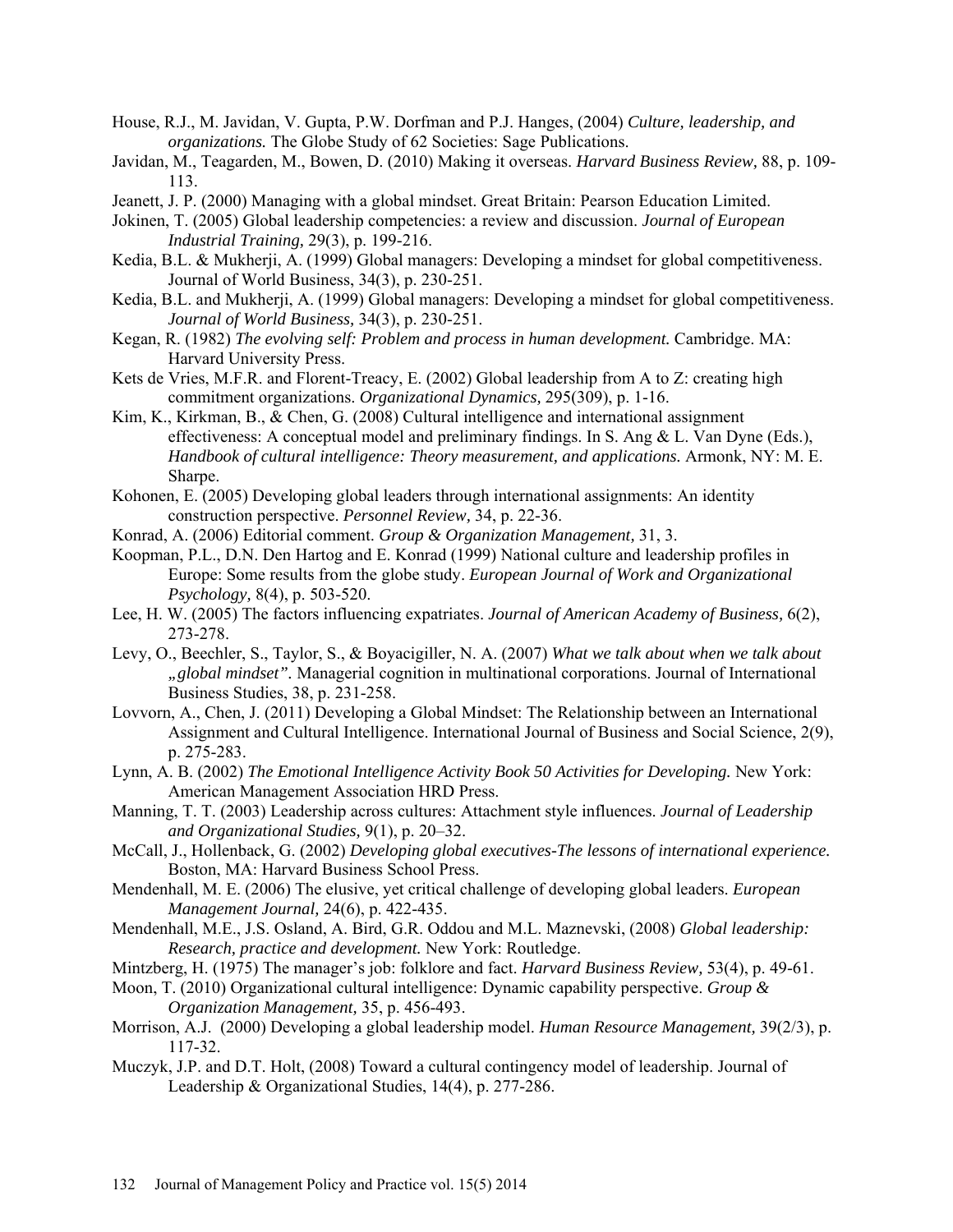House, R.J., M. Javidan, V. Gupta, P.W. Dorfman and P.J. Hanges, (2004) *Culture, leadership, and organizations.* The Globe Study of 62 Societies: Sage Publications.

Javidan, M., Teagarden, M., Bowen, D. (2010) Making it overseas. *Harvard Business Review,* 88, p. 109-113.

Jeanett, J. P. (2000) Managing with a global mindset. Great Britain: Pearson Education Limited.

Jokinen, T. (2005) Global leadership competencies: a review and discussion. *Journal of European Industrial Training,* 29(3), p. 199-216.

Kedia, B.L. & Mukherji, A. (1999) Global managers: Developing a mindset for global competitiveness. Journal of World Business, 34(3), p. 230-251.

Kedia, B.L. and Mukherji, A. (1999) Global managers: Developing a mindset for global competitiveness. *Journal of World Business,* 34(3), p. 230-251.

Kegan, R. (1982) *The evolving self: Problem and process in human development.* Cambridge. MA: Harvard University Press.

Kets de Vries, M.F.R. and Florent-Treacy, E. (2002) Global leadership from A to Z: creating high commitment organizations. *Organizational Dynamics,* 295(309), p. 1-16.

Kim, K., Kirkman, B., & Chen, G. (2008) Cultural intelligence and international assignment effectiveness: A conceptual model and preliminary findings. In S. Ang & L. Van Dyne (Eds.), *Handbook of cultural intelligence: Theory measurement, and applications.* Armonk, NY: M. E. Sharpe.

Kohonen, E. (2005) Developing global leaders through international assignments: An identity construction perspective. *Personnel Review,* 34, p. 22-36.

Konrad, A. (2006) Editorial comment. *Group & Organization Management,* 31, 3.

Koopman, P.L., D.N. Den Hartog and E. Konrad (1999) National culture and leadership profiles in Europe: Some results from the globe study. *European Journal of Work and Organizational Psychology,* 8(4), p. 503-520.

Lee, H. W. (2005) The factors influencing expatriates. *Journal of American Academy of Business,* 6(2), 273-278.

Levy, O., Beechler, S., Taylor, S., & Boyacigiller, N. A. (2007) *What we talk about when we talk about „global mindset".* Managerial cognition in multinational corporations. Journal of International Business Studies, 38, p. 231-258.

Lovvorn, A., Chen, J. (2011) Developing a Global Mindset: The Relationship between an International Assignment and Cultural Intelligence. International Journal of Business and Social Science, 2(9), p. 275-283.

Lynn, A. B. (2002) *The Emotional Intelligence Activity Book 50 Activities for Developing.* New York: American Management Association HRD Press.

Manning, T. T. (2003) Leadership across cultures: Attachment style influences. *Journal of Leadership and Organizational Studies,* 9(1), p. 20–32.

McCall, J., Hollenback, G. (2002) *Developing global executives-The lessons of international experience.* Boston, MA: Harvard Business School Press.

Mendenhall, M. E. (2006) The elusive, yet critical challenge of developing global leaders. *European Management Journal,* 24(6), p. 422-435.

Mendenhall, M.E., J.S. Osland, A. Bird, G.R. Oddou and M.L. Maznevski, (2008) *Global leadership: Research, practice and development.* New York: Routledge.

Mintzberg, H. (1975) The manager's job: folklore and fact. *Harvard Business Review,* 53(4), p. 49-61.

Moon, T. (2010) Organizational cultural intelligence: Dynamic capability perspective. *Group & Organization Management,* 35, p. 456-493.

Morrison, A.J. (2000) Developing a global leadership model. *Human Resource Management,* 39(2/3), p. 117-32.

Muczyk, J.P. and D.T. Holt, (2008) Toward a cultural contingency model of leadership. Journal of Leadership & Organizational Studies, 14(4), p. 277-286.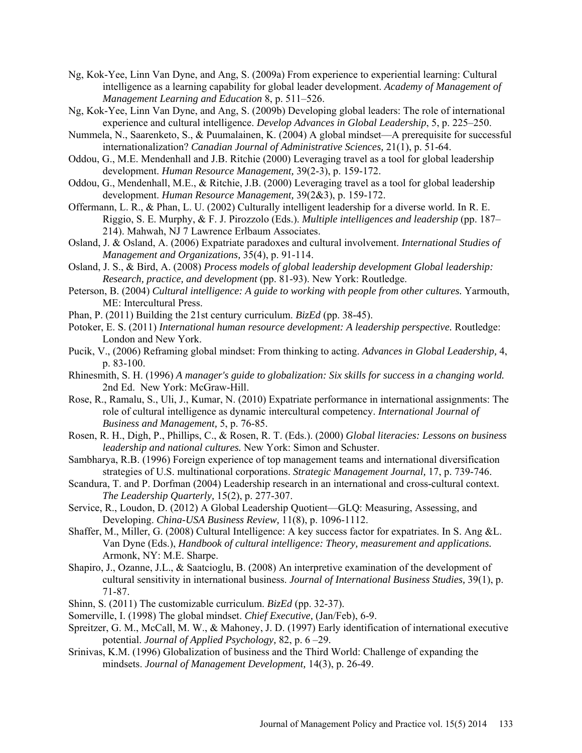Ng, Kok-Yee, Linn Van Dyne, and Ang, S. (2009a) From experience to experiential learning: Cultural intelligence as a learning capability for global leader development. *Academy of Management of Management Learning and Education* 8, p. 511–526.

Ng, Kok-Yee, Linn Van Dyne, and Ang, S. (2009b) Developing global leaders: The role of international experience and cultural intelligence. *Develop Advances in Global Leadership*, 5, p. 225–250.

Nummela, N., Saarenketo, S., & Puumalainen, K. (2004) A global mindset—A prerequisite for successful internationalization? *Canadian Journal of Administrative Sciences,* 21(1), p. 51-64.

Oddou, G., M.E. Mendenhall and J.B. Ritchie (2000) Leveraging travel as a tool for global leadership development. *Human Resource Management,* 39(2-3), p. 159-172.

Oddou, G., Mendenhall, M.E., & Ritchie, J.B. (2000) Leveraging travel as a tool for global leadership development. *Human Resource Management,* 39(2&3), p. 159-172.

Offermann, L. R., & Phan, L. U. (2002) Culturally intelligent leadership for a diverse world. In R. E. Riggio, S. E. Murphy, & F. J. Pirozzolo (Eds.). *Multiple intelligences and leadership* (pp. 187–214). Mahwah, NJ 7 Lawrence Erlbaum Associates.

Osland, J. & Osland, A. (2006) Expatriate paradoxes and cultural involvement. *International Studies of Management and Organizations,* 35(4), p. 91-114.

Osland, J. S., & Bird, A. (2008) *Process models of global leadership development Global leadership: Research, practice, and development* (pp. 81-93). New York: Routledge.

Peterson, B. (2004) *Cultural intelligence: A guide to working with people from other cultures.* Yarmouth, ME: Intercultural Press.

Phan, P. (2011) Building the 21st century curriculum. *BizEd* (pp. 38-45).

Potoker, E. S. (2011) *International human resource development: A leadership perspective.* Routledge: London and New York.

Pucik, V., (2006) Reframing global mindset: From thinking to acting. *Advances in Global Leadership,* 4, p. 83-100.

Rhinesmith, S. H. (1996) *A manager's guide to globalization: Six skills for success in a changing world.* 2nd Ed. New York: McGraw-Hill.

Rose, R., Ramalu, S., Uli, J., Kumar, N. (2010) Expatriate performance in international assignments: The role of cultural intelligence as dynamic intercultural competency. *International Journal of Business and Management,* 5, p. 76-85.

Rosen, R. H., Digh, P., Phillips, C., & Rosen, R. T. (Eds.). (2000) *Global literacies: Lessons on business leadership and national cultures.* New York: Simon and Schuster.

Sambharya, R.B. (1996) Foreign experience of top management teams and international diversification strategies of U.S. multinational corporations. *Strategic Management Journal,* 17, p. 739-746.

Scandura, T. and P. Dorfman (2004) Leadership research in an international and cross-cultural context. *The Leadership Quarterly,* 15(2), p. 277-307.

Service, R., Loudon, D. (2012) A Global Leadership Quotient—GLQ: Measuring, Assessing, and Developing. *China-USA Business Review,* 11(8), p. 1096-1112.

Shaffer, M., Miller, G. (2008) Cultural Intelligence: A key success factor for expatriates. In S. Ang &L. Van Dyne (Eds.), *Handbook of cultural intelligence: Theory, measurement and applications.* Armonk, NY: M.E. Sharpe.

Shapiro, J., Ozanne, J.L., & Saatcioglu, B. (2008) An interpretive examination of the development of cultural sensitivity in international business. *Journal of International Business Studies,* 39(1), p. 71-87.

Shinn, S. (2011) The customizable curriculum. *BizEd* (pp. 32-37).

Somerville, I. (1998) The global mindset. *Chief Executive,* (Jan/Feb), 6-9.

Spreitzer, G. M., McCall, M. W., & Mahoney, J. D. (1997) Early identification of international executive potential. *Journal of Applied Psychology,* 82, p. 6 –29.

Srinivas, K.M. (1996) Globalization of business and the Third World: Challenge of expanding the mindsets. *Journal of Management Development,* 14(3), p. 26-49.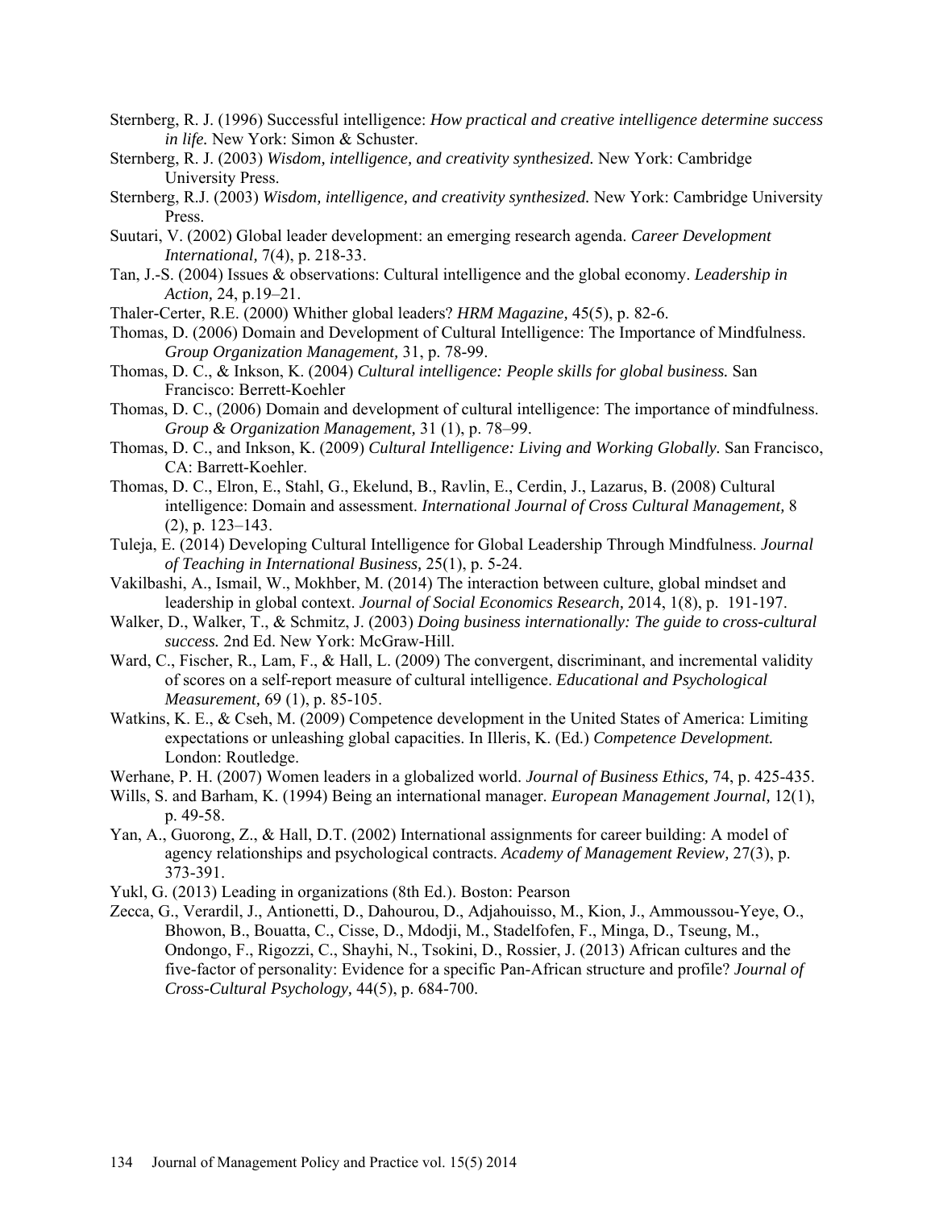Sternberg, R. J. (1996) Successful intelligence: *How practical and creative intelligence determine success in life.* New York: Simon & Schuster.

Sternberg, R. J. (2003) *Wisdom, intelligence, and creativity synthesized.* New York: Cambridge University Press.

Sternberg, R.J. (2003) *Wisdom, intelligence, and creativity synthesized.* New York: Cambridge University Press.

Suutari, V. (2002) Global leader development: an emerging research agenda. *Career Development International,* 7(4), p. 218-33.

Tan, J.-S. (2004) Issues & observations: Cultural intelligence and the global economy. *Leadership in Action,* 24, p.19–21.

Thaler-Certer, R.E. (2000) Whither global leaders? *HRM Magazine,* 45(5), p. 82-6.

Thomas, D. (2006) Domain and Development of Cultural Intelligence: The Importance of Mindfulness. *Group Organization Management,* 31, p. 78-99.

Thomas, D. C., & Inkson, K. (2004) *Cultural intelligence: People skills for global business.* San Francisco: Berrett-Koehler

Thomas, D. C., (2006) Domain and development of cultural intelligence: The importance of mindfulness. *Group & Organization Management,* 31 (1), p. 78–99.

Thomas, D. C., and Inkson, K. (2009) *Cultural Intelligence: Living and Working Globally.* San Francisco, CA: Barrett-Koehler.

Thomas, D. C., Elron, E., Stahl, G., Ekelund, B., Ravlin, E., Cerdin, J., Lazarus, B. (2008) Cultural intelligence: Domain and assessment. *International Journal of Cross Cultural Management,* 8 (2), p. 123–143.

Tuleja, E. (2014) Developing Cultural Intelligence for Global Leadership Through Mindfulness. *Journal of Teaching in International Business,* 25(1), p. 5-24.

Vakilbashi, A., Ismail, W., Mokhber, M. (2014) The interaction between culture, global mindset and leadership in global context. *Journal of Social Economics Research,* 2014, 1(8), p. 191-197.

Walker, D., Walker, T., & Schmitz, J. (2003) *Doing business internationally: The guide to cross-cultural success.* 2nd Ed. New York: McGraw-Hill.

Ward, C., Fischer, R., Lam, F., & Hall, L. (2009) The convergent, discriminant, and incremental validity of scores on a self-report measure of cultural intelligence. *Educational and Psychological Measurement,* 69 (1), p. 85-105.

Watkins, K. E., & Cseh, M. (2009) Competence development in the United States of America: Limiting expectations or unleashing global capacities. In Illeris, K. (Ed.) *Competence Development.* London: Routledge.

Werhane, P. H. (2007) Women leaders in a globalized world. *Journal of Business Ethics,* 74, p. 425-435.

Wills, S. and Barham, K. (1994) Being an international manager. *European Management Journal,* 12(1), p. 49-58.

Yan, A., Guorong, Z., & Hall, D.T. (2002) International assignments for career building: A model of agency relationships and psychological contracts. *Academy of Management Review,* 27(3), p. 373-391.

Yukl, G. (2013) Leading in organizations (8th Ed.). Boston: Pearson

Zecca, G., Verardil, J., Antionetti, D., Dahourou, D., Adjahouisso, M., Kion, J., Ammoussou-Yeye, O., Bhowon, B., Bouatta, C., Cisse, D., Mdodji, M., Stadelfofen, F., Minga, D., Tseung, M., Ondongo, F., Rigozzi, C., Shayhi, N., Tsokini, D., Rossier, J. (2013) African cultures and the five-factor of personality: Evidence for a specific Pan-African structure and profile? *Journal of Cross-Cultural Psychology,* 44(5), p. 684-700.